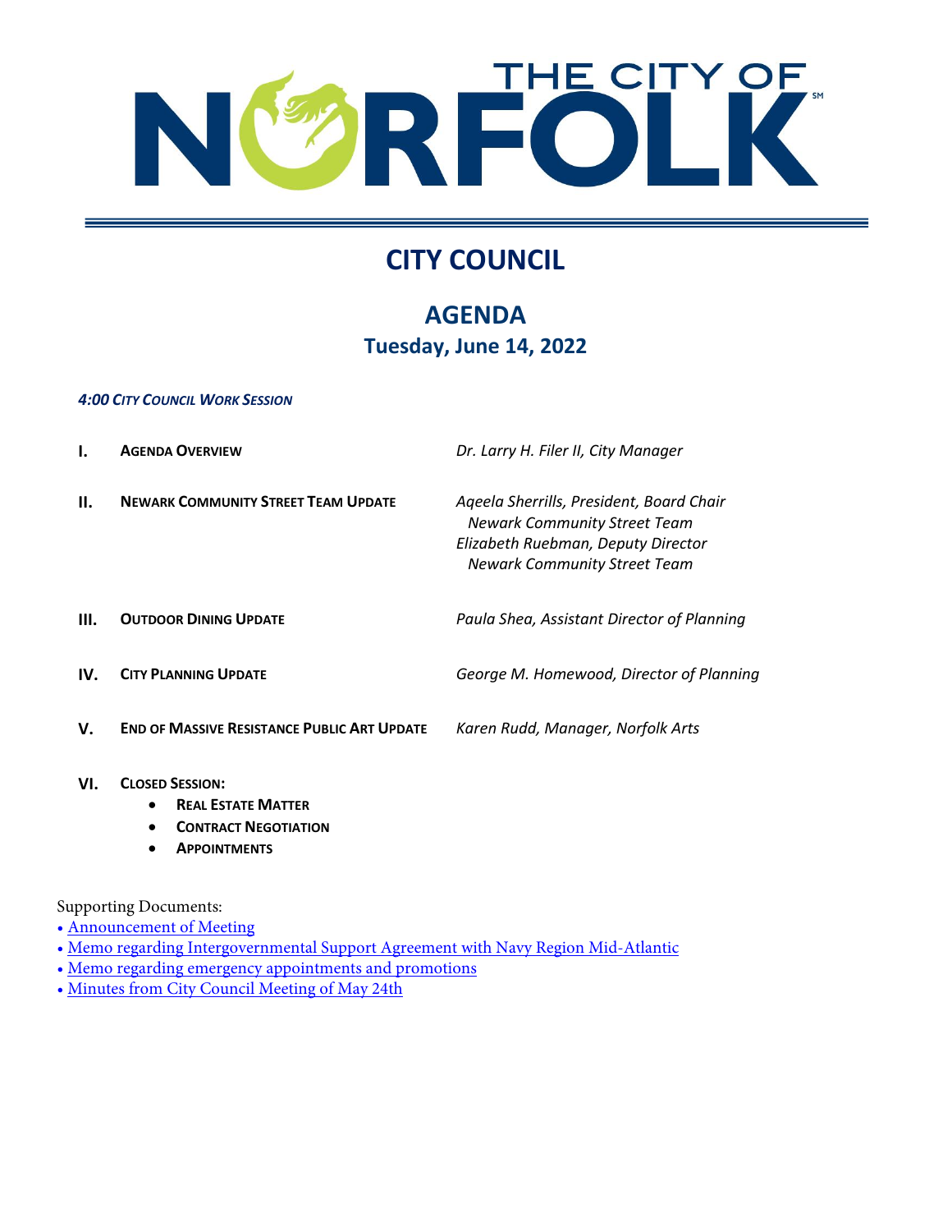# THE CITY OF NORFOLK

## CITY COUNCIL

## AGENDA

### Tuesday, June 14, 2022

***4:00 City Council Work Session***

| | | |
|---|---|---|
| **I.** | **Agenda Overview** | *Dr. Larry H. Filer II, City Manager* |
| **II.** | **Newark Community Street Team Update** | *Aqeela Sherrills, President, Board Chair Newark Community Street Team*<br>*Elizabeth Ruebman, Deputy Director Newark Community Street Team* |
| **III.** | **Outdoor Dining Update** | *Paula Shea, Assistant Director of Planning* |
| **IV.** | **City Planning Update** | *George M. Homewood, Director of Planning* |
| **V.** | **End of Massive Resistance Public Art Update** | *Karen Rudd, Manager, Norfolk Arts* |
| **VI.** | **Closed Session:** | |

- **Real Estate Matter**
- **Contract Negotiation**
- **Appointments**

Supporting Documents:

- Announcement of Meeting
- Memo regarding Intergovernmental Support Agreement with Navy Region Mid-Atlantic
- Memo regarding emergency appointments and promotions
- Minutes from City Council Meeting of May 24th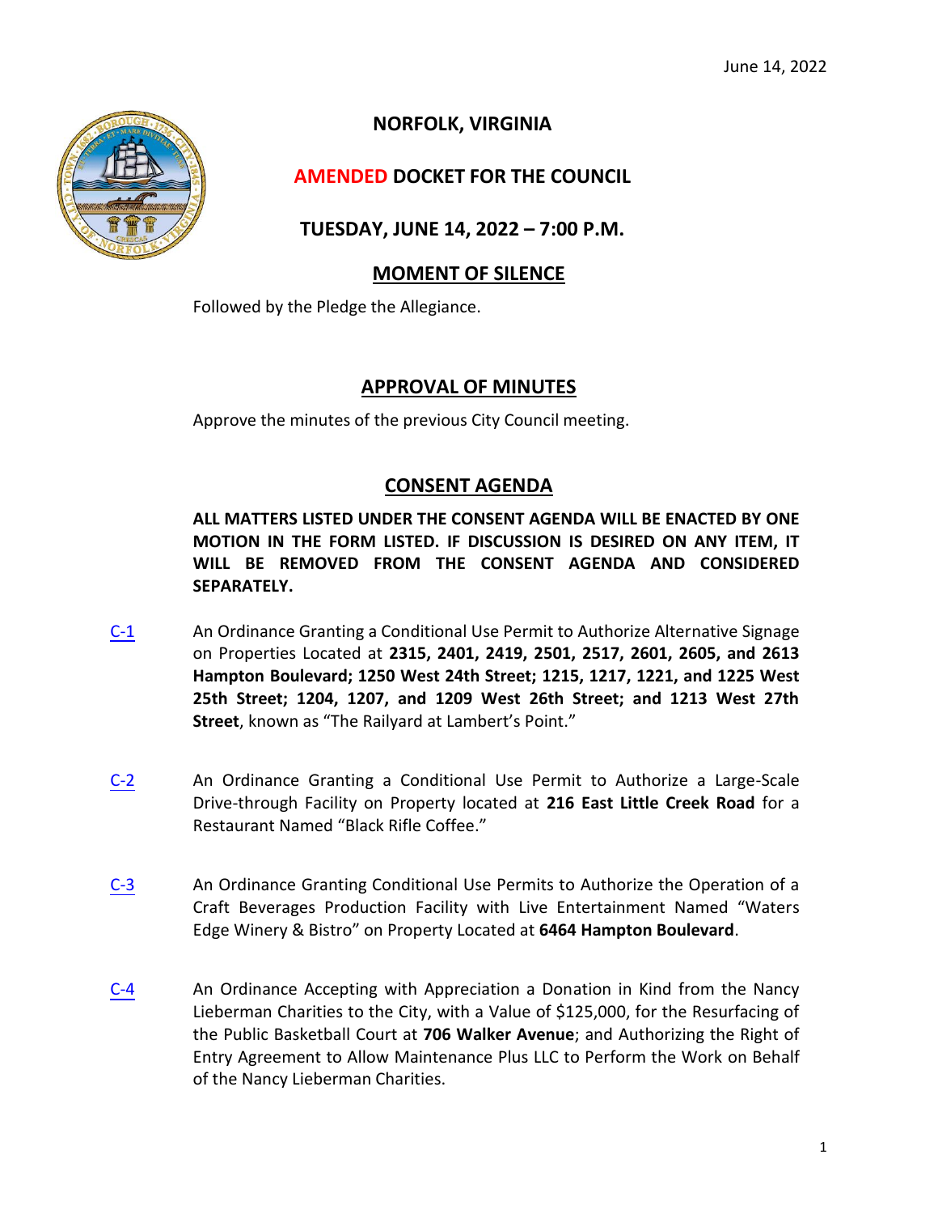June 14, 2022

# NORFOLK, VIRGINIA

## AMENDED DOCKET FOR THE COUNCIL

## TUESDAY, JUNE 14, 2022 – 7:00 P.M.

## MOMENT OF SILENCE

Followed by the Pledge the Allegiance.

## APPROVAL OF MINUTES

Approve the minutes of the previous City Council meeting.

## CONSENT AGENDA

**ALL MATTERS LISTED UNDER THE CONSENT AGENDA WILL BE ENACTED BY ONE MOTION IN THE FORM LISTED. IF DISCUSSION IS DESIRED ON ANY ITEM, IT WILL BE REMOVED FROM THE CONSENT AGENDA AND CONSIDERED SEPARATELY.**

C-1 An Ordinance Granting a Conditional Use Permit to Authorize Alternative Signage on Properties Located at **2315, 2401, 2419, 2501, 2517, 2601, 2605, and 2613 Hampton Boulevard; 1250 West 24th Street; 1215, 1217, 1221, and 1225 West 25th Street; 1204, 1207, and 1209 West 26th Street; and 1213 West 27th Street**, known as "The Railyard at Lambert's Point."

C-2 An Ordinance Granting a Conditional Use Permit to Authorize a Large-Scale Drive-through Facility on Property located at **216 East Little Creek Road** for a Restaurant Named "Black Rifle Coffee."

C-3 An Ordinance Granting Conditional Use Permits to Authorize the Operation of a Craft Beverages Production Facility with Live Entertainment Named "Waters Edge Winery & Bistro" on Property Located at **6464 Hampton Boulevard**.

C-4 An Ordinance Accepting with Appreciation a Donation in Kind from the Nancy Lieberman Charities to the City, with a Value of $125,000, for the Resurfacing of the Public Basketball Court at **706 Walker Avenue**; and Authorizing the Right of Entry Agreement to Allow Maintenance Plus LLC to Perform the Work on Behalf of the Nancy Lieberman Charities.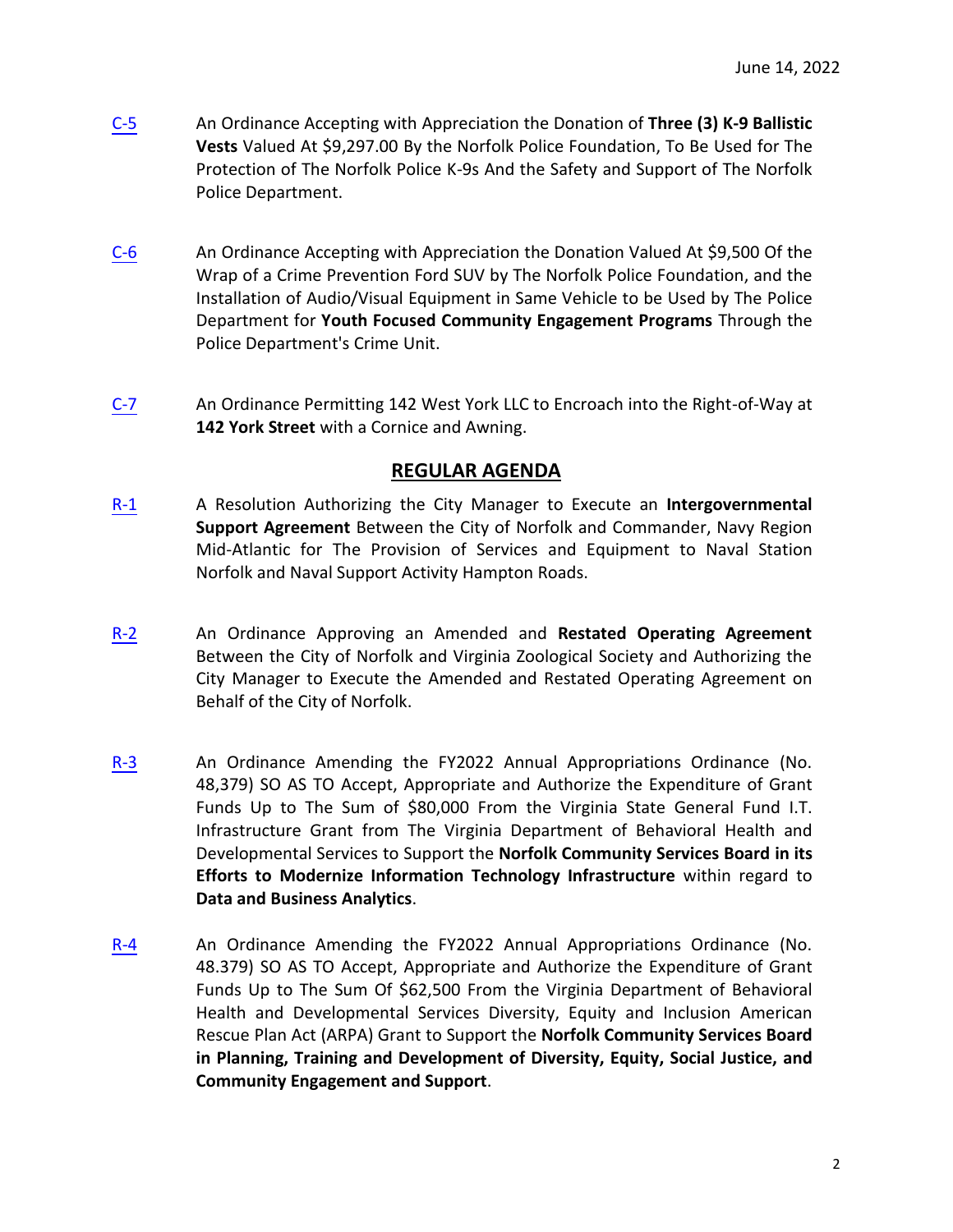C-5 An Ordinance Accepting with Appreciation the Donation of **Three (3) K-9 Ballistic Vests** Valued At $9,297.00 By the Norfolk Police Foundation, To Be Used for The Protection of The Norfolk Police K-9s And the Safety and Support of The Norfolk Police Department.

C-6 An Ordinance Accepting with Appreciation the Donation Valued At $9,500 Of the Wrap of a Crime Prevention Ford SUV by The Norfolk Police Foundation, and the Installation of Audio/Visual Equipment in Same Vehicle to be Used by The Police Department for **Youth Focused Community Engagement Programs** Through the Police Department's Crime Unit.

C-7 An Ordinance Permitting 142 West York LLC to Encroach into the Right-of-Way at **142 York Street** with a Cornice and Awning.

## REGULAR AGENDA

R-1 A Resolution Authorizing the City Manager to Execute an **Intergovernmental Support Agreement** Between the City of Norfolk and Commander, Navy Region Mid-Atlantic for The Provision of Services and Equipment to Naval Station Norfolk and Naval Support Activity Hampton Roads.

R-2 An Ordinance Approving an Amended and **Restated Operating Agreement** Between the City of Norfolk and Virginia Zoological Society and Authorizing the City Manager to Execute the Amended and Restated Operating Agreement on Behalf of the City of Norfolk.

R-3 An Ordinance Amending the FY2022 Annual Appropriations Ordinance (No. 48,379) SO AS TO Accept, Appropriate and Authorize the Expenditure of Grant Funds Up to The Sum of $80,000 From the Virginia State General Fund I.T. Infrastructure Grant from The Virginia Department of Behavioral Health and Developmental Services to Support the **Norfolk Community Services Board in its Efforts to Modernize Information Technology Infrastructure** within regard to **Data and Business Analytics**.

R-4 An Ordinance Amending the FY2022 Annual Appropriations Ordinance (No. 48.379) SO AS TO Accept, Appropriate and Authorize the Expenditure of Grant Funds Up to The Sum Of $62,500 From the Virginia Department of Behavioral Health and Developmental Services Diversity, Equity and Inclusion American Rescue Plan Act (ARPA) Grant to Support the **Norfolk Community Services Board in Planning, Training and Development of Diversity, Equity, Social Justice, and Community Engagement and Support**.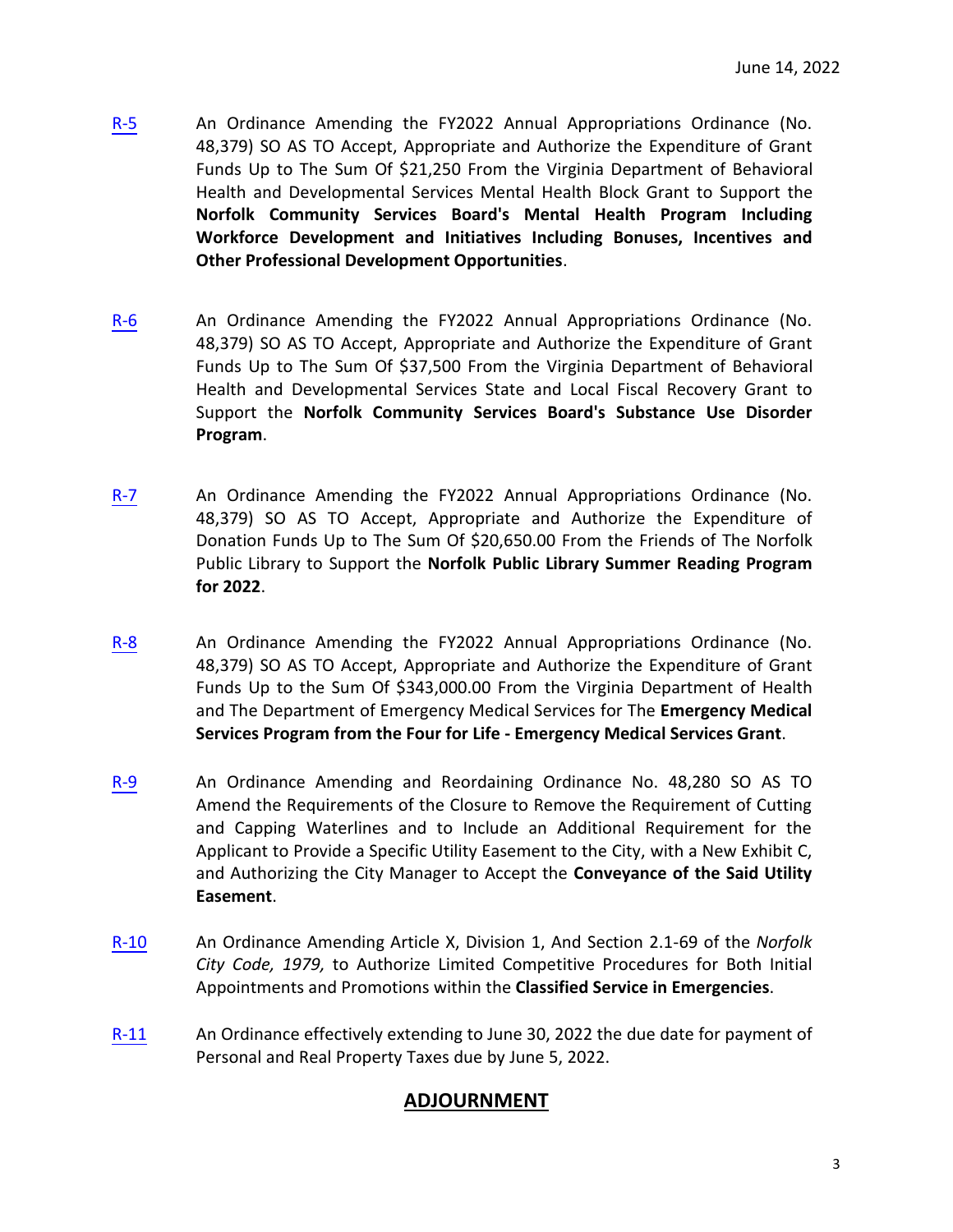June 14, 2022

R-5 An Ordinance Amending the FY2022 Annual Appropriations Ordinance (No. 48,379) SO AS TO Accept, Appropriate and Authorize the Expenditure of Grant Funds Up to The Sum Of $21,250 From the Virginia Department of Behavioral Health and Developmental Services Mental Health Block Grant to Support the **Norfolk Community Services Board's Mental Health Program Including Workforce Development and Initiatives Including Bonuses, Incentives and Other Professional Development Opportunities**.

R-6 An Ordinance Amending the FY2022 Annual Appropriations Ordinance (No. 48,379) SO AS TO Accept, Appropriate and Authorize the Expenditure of Grant Funds Up to The Sum Of $37,500 From the Virginia Department of Behavioral Health and Developmental Services State and Local Fiscal Recovery Grant to Support the **Norfolk Community Services Board's Substance Use Disorder Program**.

R-7 An Ordinance Amending the FY2022 Annual Appropriations Ordinance (No. 48,379) SO AS TO Accept, Appropriate and Authorize the Expenditure of Donation Funds Up to The Sum Of $20,650.00 From the Friends of The Norfolk Public Library to Support the **Norfolk Public Library Summer Reading Program for 2022**.

R-8 An Ordinance Amending the FY2022 Annual Appropriations Ordinance (No. 48,379) SO AS TO Accept, Appropriate and Authorize the Expenditure of Grant Funds Up to the Sum Of $343,000.00 From the Virginia Department of Health and The Department of Emergency Medical Services for The **Emergency Medical Services Program from the Four for Life - Emergency Medical Services Grant**.

R-9 An Ordinance Amending and Reordaining Ordinance No. 48,280 SO AS TO Amend the Requirements of the Closure to Remove the Requirement of Cutting and Capping Waterlines and to Include an Additional Requirement for the Applicant to Provide a Specific Utility Easement to the City, with a New Exhibit C, and Authorizing the City Manager to Accept the **Conveyance of the Said Utility Easement**.

R-10 An Ordinance Amending Article X, Division 1, And Section 2.1-69 of the *Norfolk City Code, 1979,* to Authorize Limited Competitive Procedures for Both Initial Appointments and Promotions within the **Classified Service in Emergencies**.

R-11 An Ordinance effectively extending to June 30, 2022 the due date for payment of Personal and Real Property Taxes due by June 5, 2022.

## ADJOURNMENT